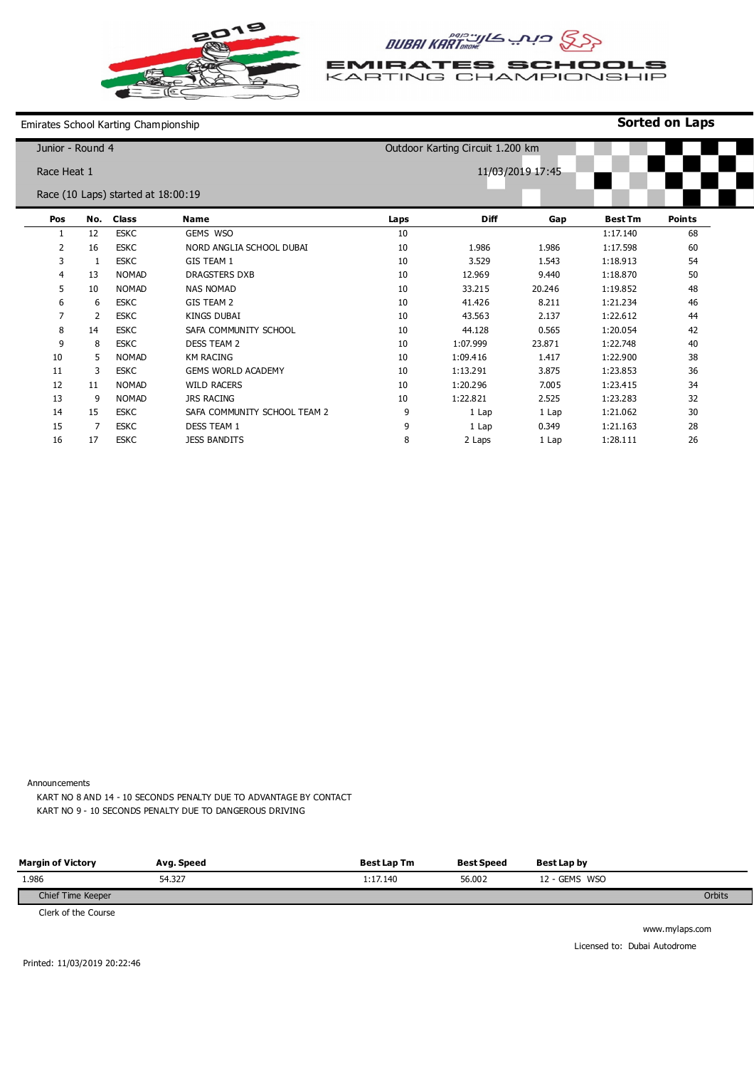# EMIRATES SCHOOLS KARTING CHAMPIONSHIP

Emirates School Karting Championship

**Sorted on Laps**

Junior - Round 4

Race Heat 1

Race (10 Laps) started at 18:00:19

Outdoor Karting Circuit 1.200 km

11/03/2019 17:45

| Pos | No. | Class | Name | Laps | Diff | Gap | Best Tm | Points |
|---|---|---|---|---|---|---|---|---|
| 1 | 12 | ESKC | GEMS WSO | 10 | | | 1:17.140 | 68 |
| 2 | 16 | ESKC | NORD ANGLIA SCHOOL DUBAI | 10 | 1.986 | 1.986 | 1:17.598 | 60 |
| 3 | 1 | ESKC | GIS TEAM 1 | 10 | 3.529 | 1.543 | 1:18.913 | 54 |
| 4 | 13 | NOMAD | DRAGSTERS DXB | 10 | 12.969 | 9.440 | 1:18.870 | 50 |
| 5 | 10 | NOMAD | NAS NOMAD | 10 | 33.215 | 20.246 | 1:19.852 | 48 |
| 6 | 6 | ESKC | GIS TEAM 2 | 10 | 41.426 | 8.211 | 1:21.234 | 46 |
| 7 | 2 | ESKC | KINGS DUBAI | 10 | 43.563 | 2.137 | 1:22.612 | 44 |
| 8 | 14 | ESKC | SAFA COMMUNITY SCHOOL | 10 | 44.128 | 0.565 | 1:20.054 | 42 |
| 9 | 8 | ESKC | DESS TEAM 2 | 10 | 1:07.999 | 23.871 | 1:22.748 | 40 |
| 10 | 5 | NOMAD | KM RACING | 10 | 1:09.416 | 1.417 | 1:22.900 | 38 |
| 11 | 3 | ESKC | GEMS WORLD ACADEMY | 10 | 1:13.291 | 3.875 | 1:23.853 | 36 |
| 12 | 11 | NOMAD | WILD RACERS | 10 | 1:20.296 | 7.005 | 1:23.415 | 34 |
| 13 | 9 | NOMAD | JRS RACING | 10 | 1:22.821 | 2.525 | 1:23.283 | 32 |
| 14 | 15 | ESKC | SAFA COMMUNITY SCHOOL TEAM 2 | 9 | 1 Lap | 1 Lap | 1:21.062 | 30 |
| 15 | 7 | ESKC | DESS TEAM 1 | 9 | 1 Lap | 0.349 | 1:21.163 | 28 |
| 16 | 17 | ESKC | JESS BANDITS | 8 | 2 Laps | 1 Lap | 1:28.111 | 26 |

Announcements

KART NO 8 AND 14 - 10 SECONDS PENALTY DUE TO ADVANTAGE BY CONTACT

KART NO 9 - 10 SECONDS PENALTY DUE TO DANGEROUS DRIVING

| Margin of Victory | Avg. Speed | Best Lap Tm | Best Speed | Best Lap by |
|---|---|---|---|---|
| 1.986 | 54.327 | 1:17.140 | 56.002 | 12 - GEMS WSO |

Chief Time Keeper

Clerk of the Course

Orbits

www.mylaps.com

Licensed to: Dubai Autodrome

Printed: 11/03/2019 20:22:46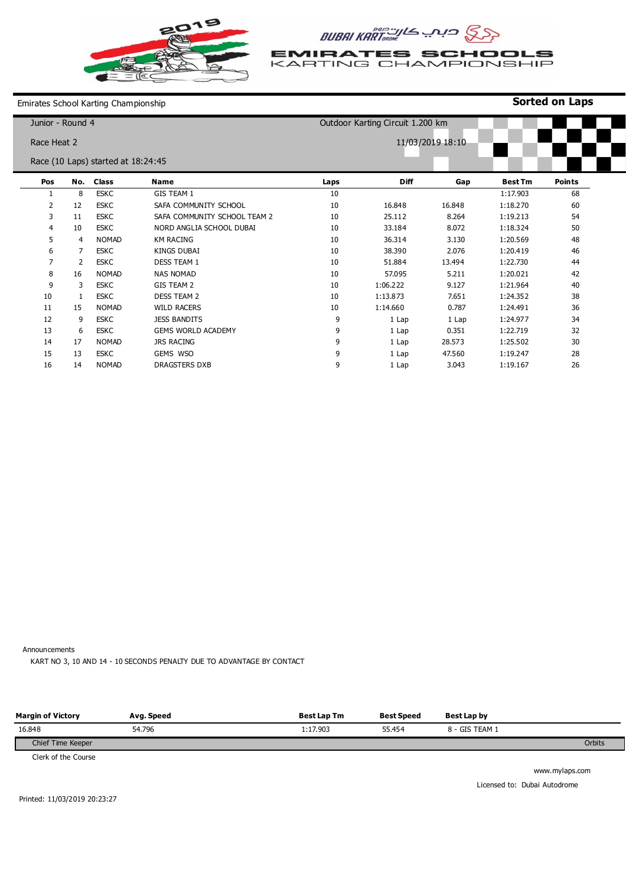# EMIRATES SCHOOLS KARTING CHAMPIONSHIP

Emirates School Karting Championship

**Sorted on Laps**

Junior - Round 4

Outdoor Karting Circuit 1.200 km

Race Heat 2

11/03/2019 18:10

Race (10 Laps) started at 18:24:45

| Pos | No. | Class | Name | Laps | Diff | Gap | Best Tm | Points |
|---|---|---|---|---|---|---|---|---|
| 1 | 8 | ESKC | GIS TEAM 1 | 10 | | | 1:17.903 | 68 |
| 2 | 12 | ESKC | SAFA COMMUNITY SCHOOL | 10 | 16.848 | 16.848 | 1:18.270 | 60 |
| 3 | 11 | ESKC | SAFA COMMUNITY SCHOOL TEAM 2 | 10 | 25.112 | 8.264 | 1:19.213 | 54 |
| 4 | 10 | ESKC | NORD ANGLIA SCHOOL DUBAI | 10 | 33.184 | 8.072 | 1:18.324 | 50 |
| 5 | 4 | NOMAD | KM RACING | 10 | 36.314 | 3.130 | 1:20.569 | 48 |
| 6 | 7 | ESKC | KINGS DUBAI | 10 | 38.390 | 2.076 | 1:20.419 | 46 |
| 7 | 2 | ESKC | DESS TEAM 1 | 10 | 51.884 | 13.494 | 1:22.730 | 44 |
| 8 | 16 | NOMAD | NAS NOMAD | 10 | 57.095 | 5.211 | 1:20.021 | 42 |
| 9 | 3 | ESKC | GIS TEAM 2 | 10 | 1:06.222 | 9.127 | 1:21.964 | 40 |
| 10 | 1 | ESKC | DESS TEAM 2 | 10 | 1:13.873 | 7.651 | 1:24.352 | 38 |
| 11 | 15 | NOMAD | WILD RACERS | 10 | 1:14.660 | 0.787 | 1:24.491 | 36 |
| 12 | 9 | ESKC | JESS BANDITS | 9 | 1 Lap | 1 Lap | 1:24.977 | 34 |
| 13 | 6 | ESKC | GEMS WORLD ACADEMY | 9 | 1 Lap | 0.351 | 1:22.719 | 32 |
| 14 | 17 | NOMAD | JRS RACING | 9 | 1 Lap | 28.573 | 1:25.502 | 30 |
| 15 | 13 | ESKC | GEMS WSO | 9 | 1 Lap | 47.560 | 1:19.247 | 28 |
| 16 | 14 | NOMAD | DRAGSTERS DXB | 9 | 1 Lap | 3.043 | 1:19.167 | 26 |

Announcements

KART NO 3, 10 AND 14 - 10 SECONDS PENALTY DUE TO ADVANTAGE BY CONTACT

| Margin of Victory | Avg. Speed | Best Lap Tm | Best Speed | Best Lap by |
|---|---|---|---|---|
| 16.848 | 54.796 | 1:17.903 | 55.454 | 8 - GIS TEAM 1 |

Chief Time Keeper

Orbits

Clerk of the Course

www.mylaps.com

Licensed to: Dubai Autodrome

Printed: 11/03/2019 20:23:27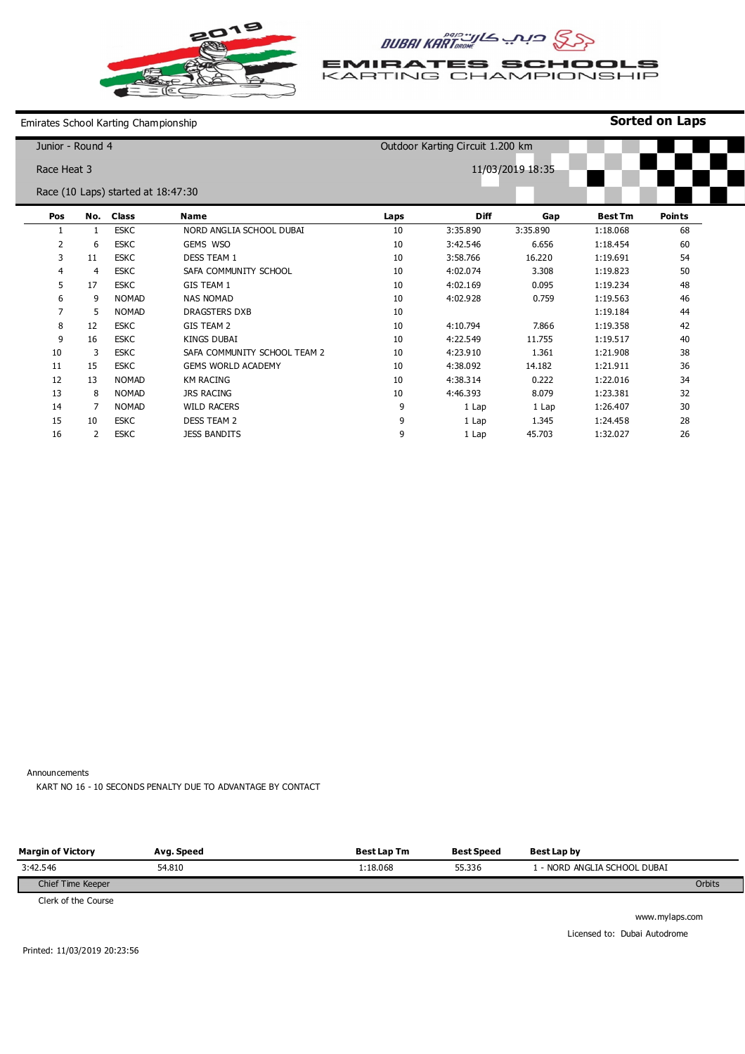2019

DUBAI KARTDROME دبي كارت درome

EMIRATES SCHOOLS KARTING CHAMPIONSHIP

Emirates School Karting Championship

**Sorted on Laps**

Junior - Round 4

Outdoor Karting Circuit 1.200 km

Race Heat 3

11/03/2019 18:35

Race (10 Laps) started at 18:47:30

| Pos | No. | Class | Name | Laps | Diff | Gap | Best Tm | Points |
|---|---|---|---|---|---|---|---|---|
| 1 | 1 | ESKC | NORD ANGLIA SCHOOL DUBAI | 10 | 3:35.890 | 3:35.890 | 1:18.068 | 68 |
| 2 | 6 | ESKC | GEMS WSO | 10 | 3:42.546 | 6.656 | 1:18.454 | 60 |
| 3 | 11 | ESKC | DESS TEAM 1 | 10 | 3:58.766 | 16.220 | 1:19.691 | 54 |
| 4 | 4 | ESKC | SAFA COMMUNITY SCHOOL | 10 | 4:02.074 | 3.308 | 1:19.823 | 50 |
| 5 | 17 | ESKC | GIS TEAM 1 | 10 | 4:02.169 | 0.095 | 1:19.234 | 48 |
| 6 | 9 | NOMAD | NAS NOMAD | 10 | 4:02.928 | 0.759 | 1:19.563 | 46 |
| 7 | 5 | NOMAD | DRAGSTERS DXB | 10 | | | 1:19.184 | 44 |
| 8 | 12 | ESKC | GIS TEAM 2 | 10 | 4:10.794 | 7.866 | 1:19.358 | 42 |
| 9 | 16 | ESKC | KINGS DUBAI | 10 | 4:22.549 | 11.755 | 1:19.517 | 40 |
| 10 | 3 | ESKC | SAFA COMMUNITY SCHOOL TEAM 2 | 10 | 4:23.910 | 1.361 | 1:21.908 | 38 |
| 11 | 15 | ESKC | GEMS WORLD ACADEMY | 10 | 4:38.092 | 14.182 | 1:21.911 | 36 |
| 12 | 13 | NOMAD | KM RACING | 10 | 4:38.314 | 0.222 | 1:22.016 | 34 |
| 13 | 8 | NOMAD | JRS RACING | 10 | 4:46.393 | 8.079 | 1:23.381 | 32 |
| 14 | 7 | NOMAD | WILD RACERS | 9 | 1 Lap | 1 Lap | 1:26.407 | 30 |
| 15 | 10 | ESKC | DESS TEAM 2 | 9 | 1 Lap | 1.345 | 1:24.458 | 28 |
| 16 | 2 | ESKC | JESS BANDITS | 9 | 1 Lap | 45.703 | 1:32.027 | 26 |

Announcements

KART NO 16 - 10 SECONDS PENALTY DUE TO ADVANTAGE BY CONTACT

| Margin of Victory | Avg. Speed | Best Lap Tm | Best Speed | Best Lap by |
|---|---|---|---|---|
| 3:42.546 | 54.810 | 1:18.068 | 55.336 | 1 - NORD ANGLIA SCHOOL DUBAI |

Chief Time Keeper — Orbits

Clerk of the Course

www.mylaps.com

Licensed to: Dubai Autodrome

Printed: 11/03/2019 20:23:56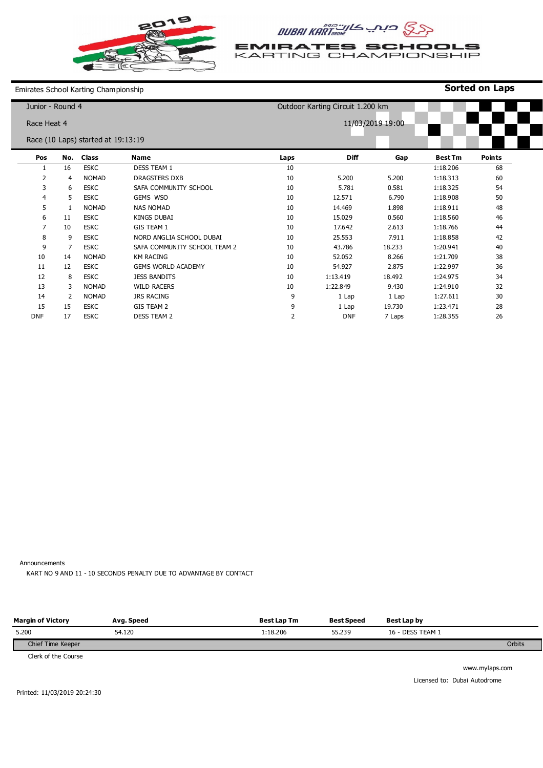EMIRATES SCHOOLS KARTING CHAMPIONSHIP

Emirates School Karting Championship

**Sorted on Laps**

Junior - Round 4

Race Heat 4

Outdoor Karting Circuit 1.200 km

11/03/2019 19:00

Race (10 Laps) started at 19:13:19

| Pos | No. | Class | Name | Laps | Diff | Gap | Best Tm | Points |
|---|---|---|---|---|---|---|---|---|
| 1 | 16 | ESKC | DESS TEAM 1 | 10 | | | 1:18.206 | 68 |
| 2 | 4 | NOMAD | DRAGSTERS DXB | 10 | 5.200 | 5.200 | 1:18.313 | 60 |
| 3 | 6 | ESKC | SAFA COMMUNITY SCHOOL | 10 | 5.781 | 0.581 | 1:18.325 | 54 |
| 4 | 5 | ESKC | GEMS WSO | 10 | 12.571 | 6.790 | 1:18.908 | 50 |
| 5 | 1 | NOMAD | NAS NOMAD | 10 | 14.469 | 1.898 | 1:18.911 | 48 |
| 6 | 11 | ESKC | KINGS DUBAI | 10 | 15.029 | 0.560 | 1:18.560 | 46 |
| 7 | 10 | ESKC | GIS TEAM 1 | 10 | 17.642 | 2.613 | 1:18.766 | 44 |
| 8 | 9 | ESKC | NORD ANGLIA SCHOOL DUBAI | 10 | 25.553 | 7.911 | 1:18.858 | 42 |
| 9 | 7 | ESKC | SAFA COMMUNITY SCHOOL TEAM 2 | 10 | 43.786 | 18.233 | 1:20.941 | 40 |
| 10 | 14 | NOMAD | KM RACING | 10 | 52.052 | 8.266 | 1:21.709 | 38 |
| 11 | 12 | ESKC | GEMS WORLD ACADEMY | 10 | 54.927 | 2.875 | 1:22.997 | 36 |
| 12 | 8 | ESKC | JESS BANDITS | 10 | 1:13.419 | 18.492 | 1:24.975 | 34 |
| 13 | 3 | NOMAD | WILD RACERS | 10 | 1:22.849 | 9.430 | 1:24.910 | 32 |
| 14 | 2 | NOMAD | JRS RACING | 9 | 1 Lap | 1 Lap | 1:27.611 | 30 |
| 15 | 15 | ESKC | GIS TEAM 2 | 9 | 1 Lap | 19.730 | 1:23.471 | 28 |
| DNF | 17 | ESKC | DESS TEAM 2 | 2 | DNF | 7 Laps | 1:28.355 | 26 |

Announcements

KART NO 9 AND 11 - 10 SECONDS PENALTY DUE TO ADVANTAGE BY CONTACT

| Margin of Victory | Avg. Speed | Best Lap Tm | Best Speed | Best Lap by |
|---|---|---|---|---|
| 5.200 | 54.120 | 1:18.206 | 55.239 | 16 - DESS TEAM 1 |

Chief Time Keeper

Orbits

Clerk of the Course

www.mylaps.com

Licensed to: Dubai Autodrome

Printed: 11/03/2019 20:24:30